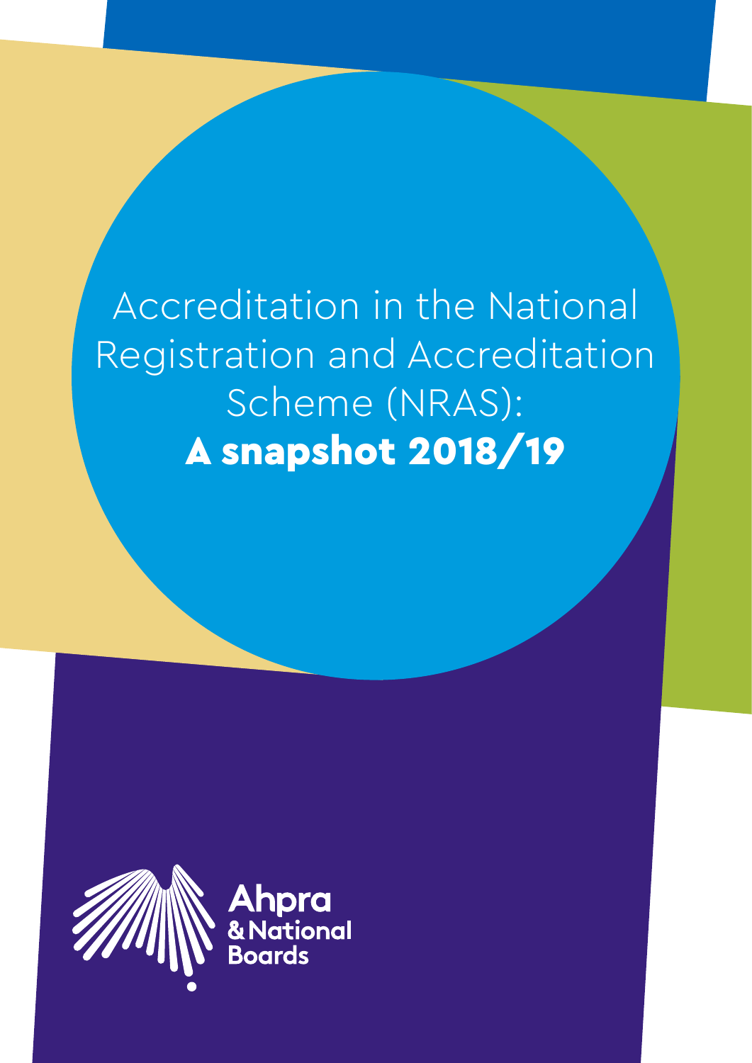# Accreditation in the National Registration and Accreditation Scheme (NRAS): **A snapshot 2018/19**

Ahpra & National Boards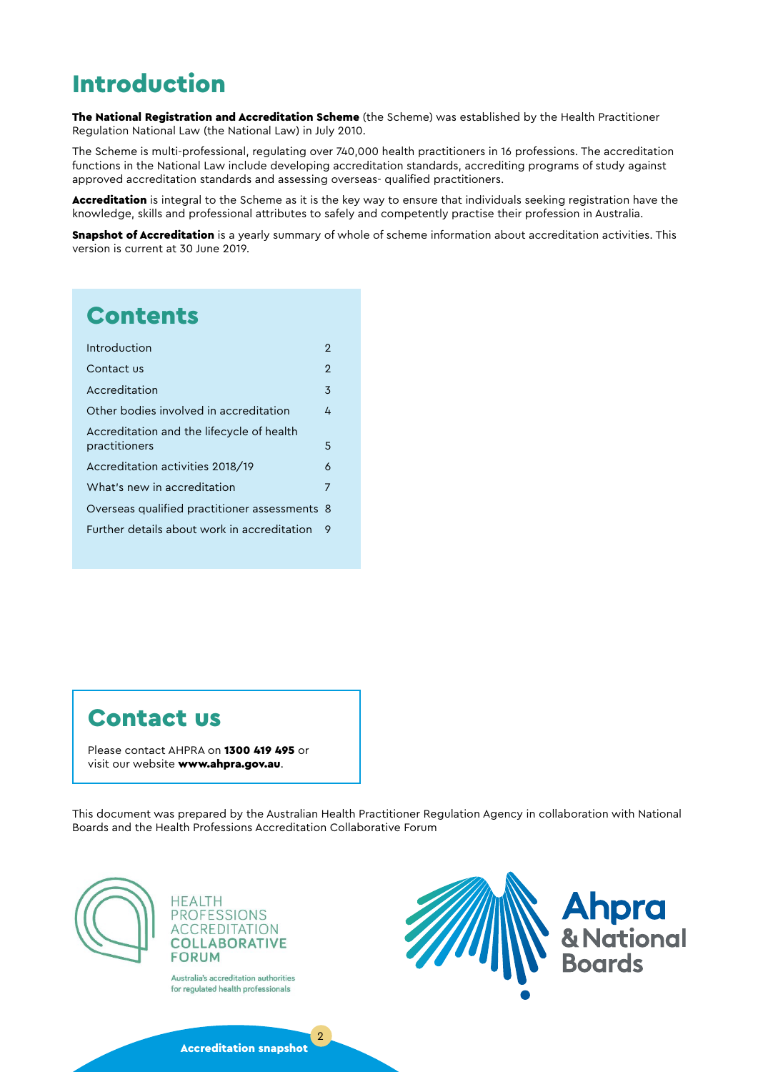# Introduction

**The National Registration and Accreditation Scheme** (the Scheme) was established by the Health Practitioner Regulation National Law (the National Law) in July 2010.

The Scheme is multi-professional, regulating over 740,000 health practitioners in 16 professions. The accreditation functions in the National Law include developing accreditation standards, accrediting programs of study against approved accreditation standards and assessing overseas- qualified practitioners.

**Accreditation** is integral to the Scheme as it is the key way to ensure that individuals seeking registration have the knowledge, skills and professional attributes to safely and competently practise their profession in Australia.

**Snapshot of Accreditation** is a yearly summary of whole of scheme information about accreditation activities. This version is current at 30 June 2019.

## Contents

| | |
|---|---|
| Introduction | 2 |
| Contact us | 2 |
| Accreditation | 3 |
| Other bodies involved in accreditation | 4 |
| Accreditation and the lifecycle of health practitioners | 5 |
| Accreditation activities 2018/19 | 6 |
| What's new in accreditation | 7 |
| Overseas qualified practitioner assessments | 8 |
| Further details about work in accreditation | 9 |

## Contact us

Please contact AHPRA on **1300 419 495** or visit our website **www.ahpra.gov.au**.

This document was prepared by the Australian Health Practitioner Regulation Agency in collaboration with National Boards and the Health Professions Accreditation Collaborative Forum

HEALTH PROFESSIONS ACCREDITATION COLLABORATIVE FORUM

Australia's accreditation authorities for regulated health professionals

Ahpra & National Boards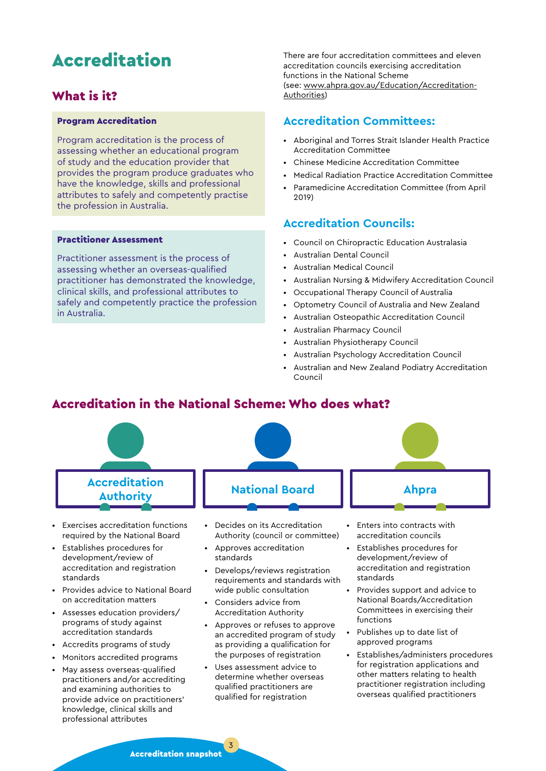# Accreditation

## What is it?

**Program Accreditation**

Program accreditation is the process of assessing whether an educational program of study and the education provider that provides the program produce graduates who have the knowledge, skills and professional attributes to safely and competently practise the profession in Australia.

**Practitioner Assessment**

Practitioner assessment is the process of assessing whether an overseas-qualified practitioner has demonstrated the knowledge, clinical skills, and professional attributes to safely and competently practice the profession in Australia.

There are four accreditation committees and eleven accreditation councils exercising accreditation functions in the National Scheme (see: www.ahpra.gov.au/Education/Accreditation-Authorities)

### Accreditation Committees:

- Aboriginal and Torres Strait Islander Health Practice Accreditation Committee
- Chinese Medicine Accreditation Committee
- Medical Radiation Practice Accreditation Committee
- Paramedicine Accreditation Committee (from April 2019)

### Accreditation Councils:

- Council on Chiropractic Education Australasia
- Australian Dental Council
- Australian Medical Council
- Australian Nursing & Midwifery Accreditation Council
- Occupational Therapy Council of Australia
- Optometry Council of Australia and New Zealand
- Australian Osteopathic Accreditation Council
- Australian Pharmacy Council
- Australian Physiotherapy Council
- Australian Psychology Accreditation Council
- Australian and New Zealand Podiatry Accreditation Council

## Accreditation in the National Scheme: Who does what?

### Accreditation Authority

- Exercises accreditation functions required by the National Board
- Establishes procedures for development/review of accreditation and registration standards
- Provides advice to National Board on accreditation matters
- Assesses education providers/ programs of study against accreditation standards
- Accredits programs of study
- Monitors accredited programs
- May assess overseas-qualified practitioners and/or accrediting and examining authorities to provide advice on practitioners' knowledge, clinical skills and professional attributes

### National Board

- Decides on its Accreditation Authority (council or committee)
- Approves accreditation standards
- Develops/reviews registration requirements and standards with wide public consultation
- Considers advice from Accreditation Authority
- Approves or refuses to approve an accredited program of study as providing a qualification for the purposes of registration
- Uses assessment advice to determine whether overseas qualified practitioners are qualified for registration

### Ahpra

- Enters into contracts with accreditation councils
- Establishes procedures for development/review of accreditation and registration standards
- Provides support and advice to National Boards/Accreditation Committees in exercising their functions
- Publishes up to date list of approved programs
- Establishes/administers procedures for registration applications and other matters relating to health practitioner registration including overseas qualified practitioners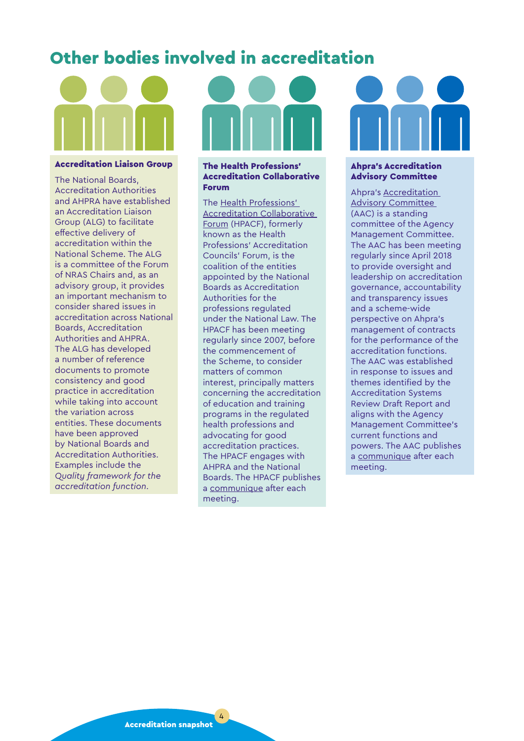# Other bodies involved in accreditation

### Accreditation Liaison Group

The National Boards, Accreditation Authorities and AHPRA have established an Accreditation Liaison Group (ALG) to facilitate effective delivery of accreditation within the National Scheme. The ALG is a committee of the Forum of NRAS Chairs and, as an advisory group, it provides an important mechanism to consider shared issues in accreditation across National Boards, Accreditation Authorities and AHPRA. The ALG has developed a number of reference documents to promote consistency and good practice in accreditation while taking into account the variation across entities. These documents have been approved by National Boards and Accreditation Authorities. Examples include the *Quality framework for the accreditation function*.

### The Health Professions' Accreditation Collaborative Forum

The Health Professions' Accreditation Collaborative Forum (HPACF), formerly known as the Health Professions' Accreditation Councils' Forum, is the coalition of the entities appointed by the National Boards as Accreditation Authorities for the professions regulated under the National Law. The HPACF has been meeting regularly since 2007, before the commencement of the Scheme, to consider matters of common interest, principally matters concerning the accreditation of education and training programs in the regulated health professions and advocating for good accreditation practices. The HPACF engages with AHPRA and the National Boards. The HPACF publishes a communique after each meeting.

### Ahpra's Accreditation Advisory Committee

Ahpra's Accreditation Advisory Committee (AAC) is a standing committee of the Agency Management Committee. The AAC has been meeting regularly since April 2018 to provide oversight and leadership on accreditation governance, accountability and transparency issues and a scheme-wide perspective on Ahpra's management of contracts for the performance of the accreditation functions. The AAC was established in response to issues and themes identified by the Accreditation Systems Review Draft Report and aligns with the Agency Management Committee's current functions and powers. The AAC publishes a communique after each meeting.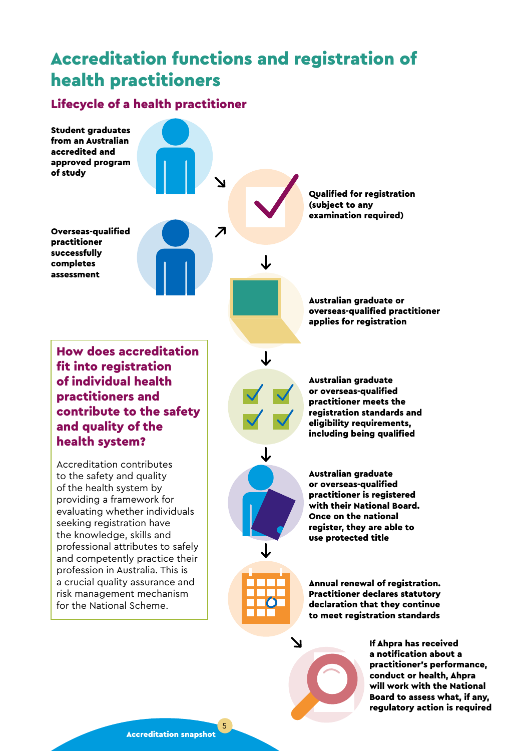# Accreditation functions and registration of health practitioners

## Lifecycle of a health practitioner

**Student graduates from an Australian accredited and approved program of study**

**Overseas-qualified practitioner successfully completes assessment**

**Qualified for registration (subject to any examination required)**

**Australian graduate or overseas-qualified practitioner applies for registration**

**Australian graduate or overseas-qualified practitioner meets the registration standards and eligibility requirements, including being qualified**

**Australian graduate or overseas-qualified practitioner is registered with their National Board. Once on the national register, they are able to use protected title**

**Annual renewal of registration. Practitioner declares statutory declaration that they continue to meet registration standards**

**If Ahpra has received a notification about a practitioner's performance, conduct or health, Ahpra will work with the National Board to assess what, if any, regulatory action is required**

### How does accreditation fit into registration of individual health practitioners and contribute to the safety and quality of the health system?

Accreditation contributes to the safety and quality of the health system by providing a framework for evaluating whether individuals seeking registration have the knowledge, skills and professional attributes to safely and competently practice their profession in Australia. This is a crucial quality assurance and risk management mechanism for the National Scheme.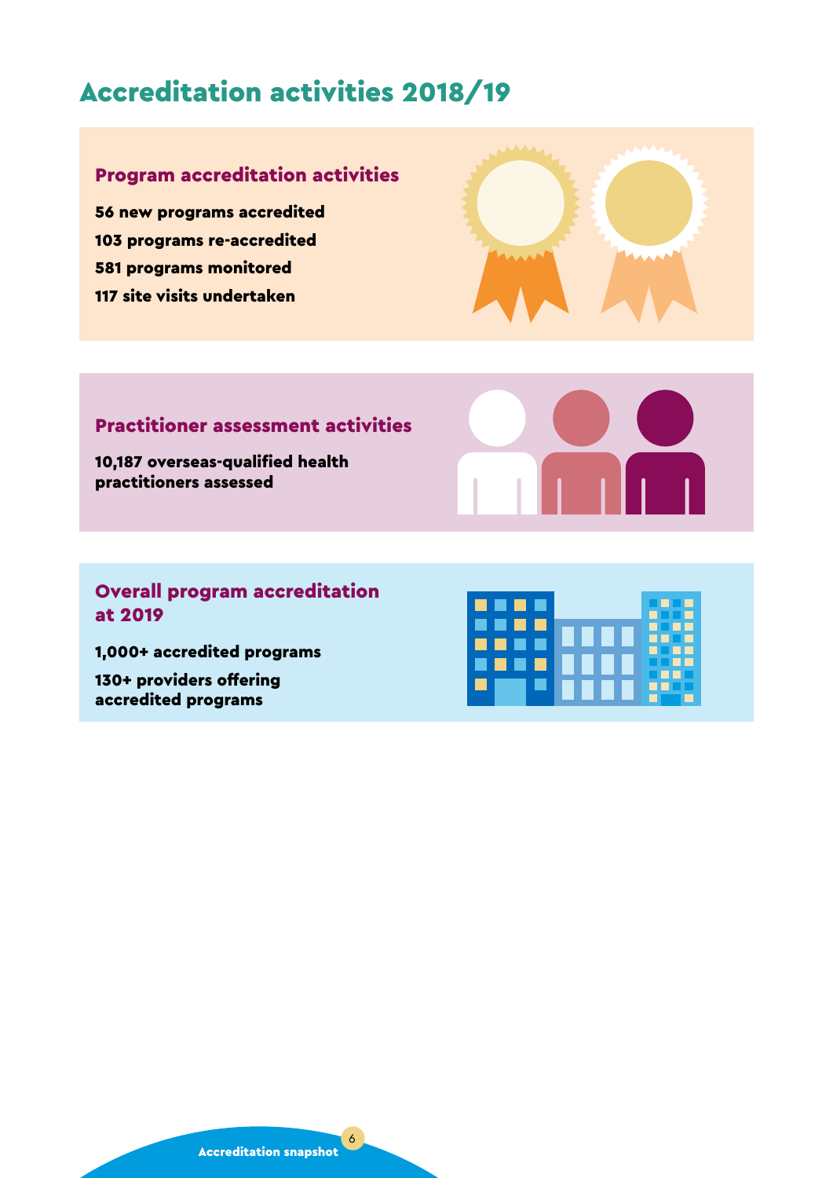# Accreditation activities 2018/19

## Program accreditation activities

**56 new programs accredited**

**103 programs re-accredited**

**581 programs monitored**

**117 site visits undertaken**

## Practitioner assessment activities

**10,187 overseas-qualified health practitioners assessed**

## Overall program accreditation at 2019

**1,000+ accredited programs**

**130+ providers offering accredited programs**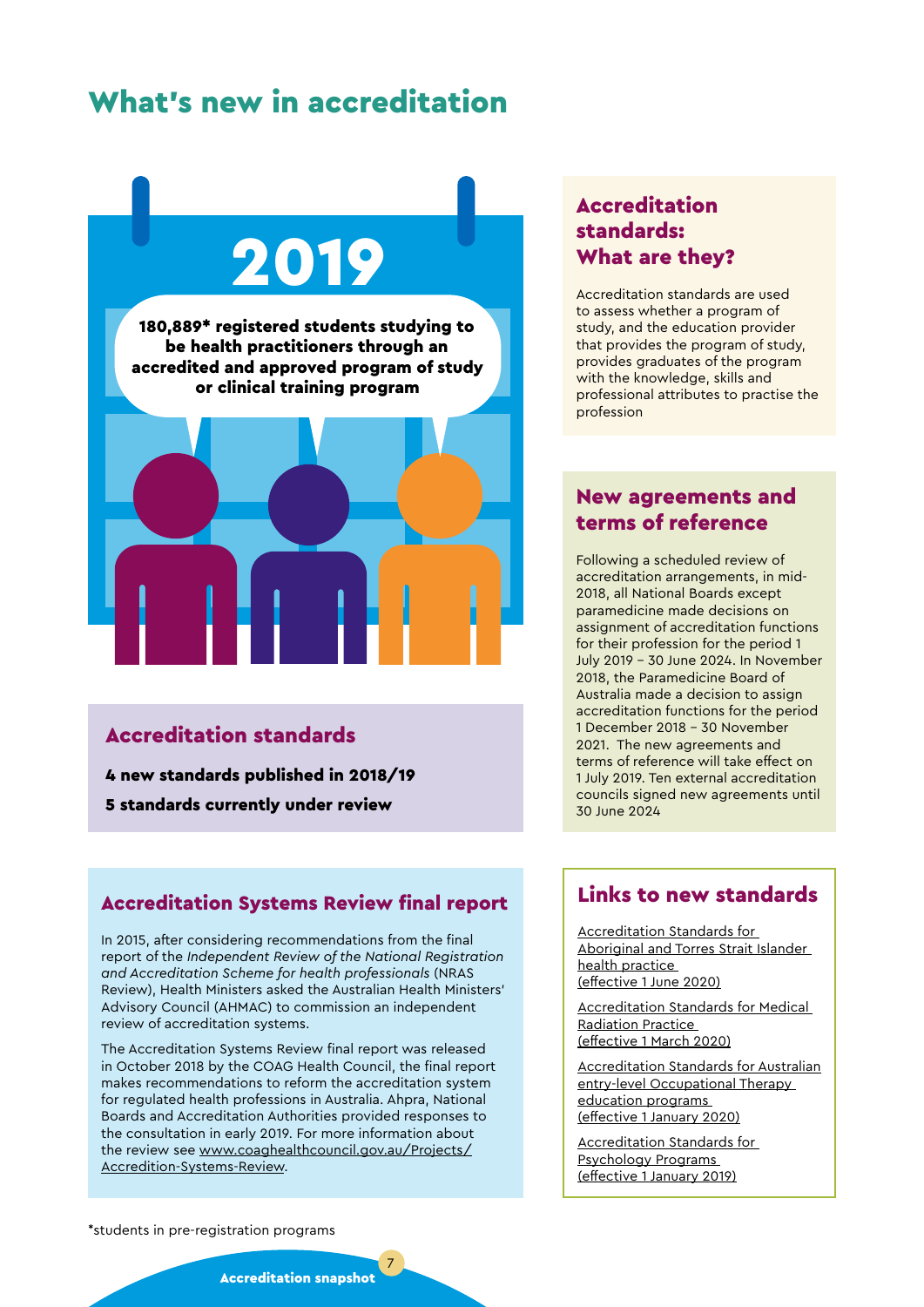# What's new in accreditation

**2019**

**180,889* registered students studying to be health practitioners through an accredited and approved program of study or clinical training program**

## Accreditation standards

**4 new standards published in 2018/19**

**5 standards currently under review**

## Accreditation Systems Review final report

In 2015, after considering recommendations from the final report of the *Independent Review of the National Registration and Accreditation Scheme for health professionals* (NRAS Review), Health Ministers asked the Australian Health Ministers' Advisory Council (AHMAC) to commission an independent review of accreditation systems.

The Accreditation Systems Review final report was released in October 2018 by the COAG Health Council, the final report makes recommendations to reform the accreditation system for regulated health professions in Australia. Ahpra, National Boards and Accreditation Authorities provided responses to the consultation in early 2019. For more information about the review see www.coaghealthcouncil.gov.au/Projects/Accredition-Systems-Review.

## Accreditation standards: What are they?

Accreditation standards are used to assess whether a program of study, and the education provider that provides the program of study, provides graduates of the program with the knowledge, skills and professional attributes to practise the profession

## New agreements and terms of reference

Following a scheduled review of accreditation arrangements, in mid-2018, all National Boards except paramedicine made decisions on assignment of accreditation functions for their profession for the period 1 July 2019 – 30 June 2024. In November 2018, the Paramedicine Board of Australia made a decision to assign accreditation functions for the period 1 December 2018 – 30 November 2021. The new agreements and terms of reference will take effect on 1 July 2019. Ten external accreditation councils signed new agreements until 30 June 2024

## Links to new standards

Accreditation Standards for Aboriginal and Torres Strait Islander health practice (effective 1 June 2020)

Accreditation Standards for Medical Radiation Practice (effective 1 March 2020)

Accreditation Standards for Australian entry-level Occupational Therapy education programs (effective 1 January 2020)

Accreditation Standards for Psychology Programs (effective 1 January 2019)

*students in pre-registration programs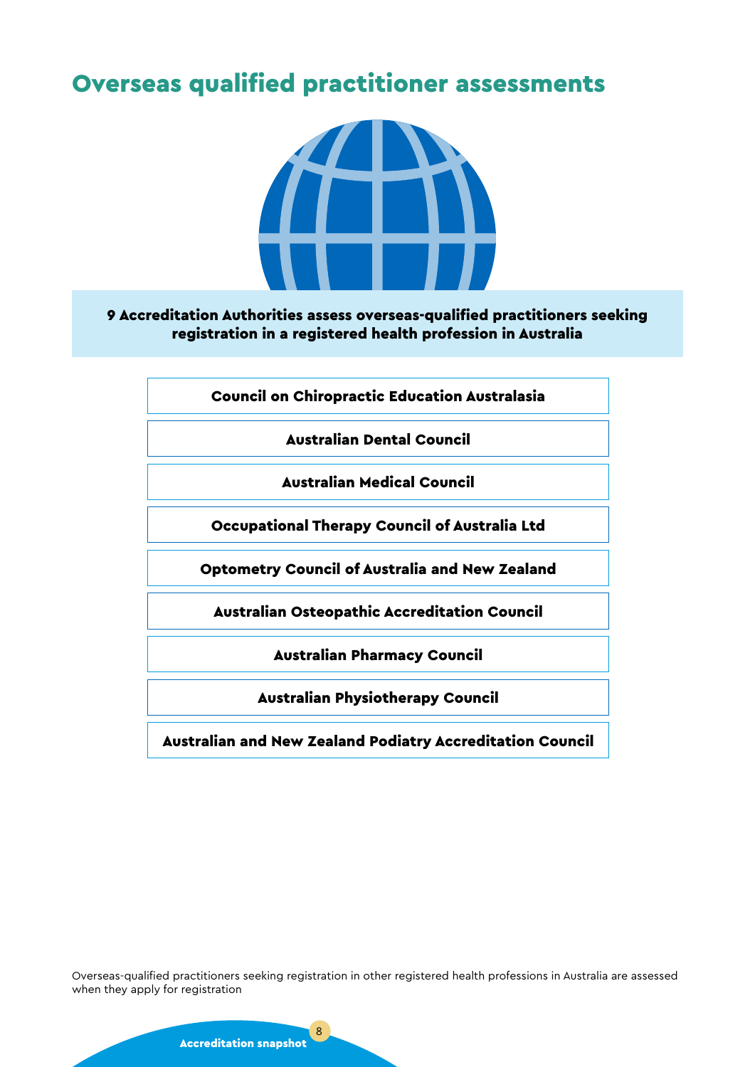# Overseas qualified practitioner assessments

**9 Accreditation Authorities assess overseas-qualified practitioners seeking registration in a registered health profession in Australia**

**Council on Chiropractic Education Australasia**

**Australian Dental Council**

**Australian Medical Council**

**Occupational Therapy Council of Australia Ltd**

**Optometry Council of Australia and New Zealand**

**Australian Osteopathic Accreditation Council**

**Australian Pharmacy Council**

**Australian Physiotherapy Council**

**Australian and New Zealand Podiatry Accreditation Council**

Overseas-qualified practitioners seeking registration in other registered health professions in Australia are assessed when they apply for registration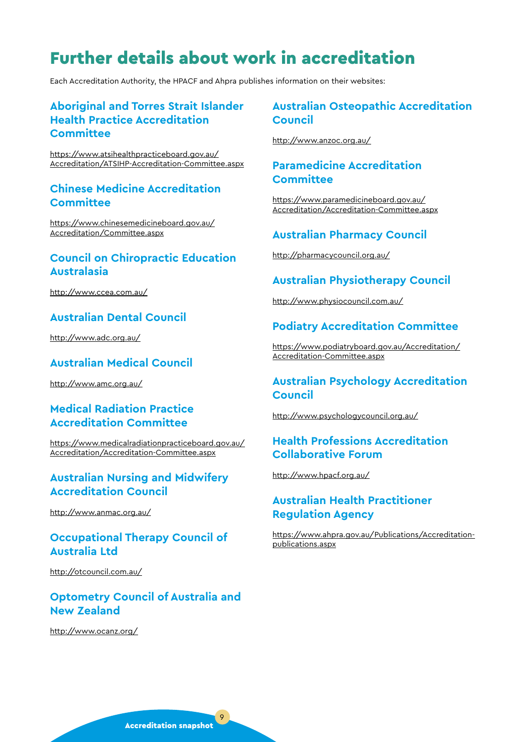# Further details about work in accreditation

Each Accreditation Authority, the HPACF and Ahpra publishes information on their websites:

### Aboriginal and Torres Strait Islander Health Practice Accreditation Committee

https://www.atsihealthpracticeboard.gov.au/Accreditation/ATSIHP-Accreditation-Committee.aspx

### Chinese Medicine Accreditation Committee

https://www.chinesemedicineboard.gov.au/Accreditation/Committee.aspx

### Council on Chiropractic Education Australasia

http://www.ccea.com.au/

### Australian Dental Council

http://www.adc.org.au/

### Australian Medical Council

http://www.amc.org.au/

### Medical Radiation Practice Accreditation Committee

https://www.medicalradiationpracticeboard.gov.au/Accreditation/Accreditation-Committee.aspx

### Australian Nursing and Midwifery Accreditation Council

http://www.anmac.org.au/

### Occupational Therapy Council of Australia Ltd

http://otcouncil.com.au/

### Optometry Council of Australia and New Zealand

http://www.ocanz.org/

### Australian Osteopathic Accreditation Council

http://www.anzoc.org.au/

### Paramedicine Accreditation Committee

https://www.paramedicineboard.gov.au/Accreditation/Accreditation-Committee.aspx

### Australian Pharmacy Council

http://pharmacycouncil.org.au/

### Australian Physiotherapy Council

http://www.physiocouncil.com.au/

### Podiatry Accreditation Committee

https://www.podiatryboard.gov.au/Accreditation/Accreditation-Committee.aspx

### Australian Psychology Accreditation Council

http://www.psychologycouncil.org.au/

### Health Professions Accreditation Collaborative Forum

http://www.hpacf.org.au/

### Australian Health Practitioner Regulation Agency

https://www.ahpra.gov.au/Publications/Accreditation-publications.aspx